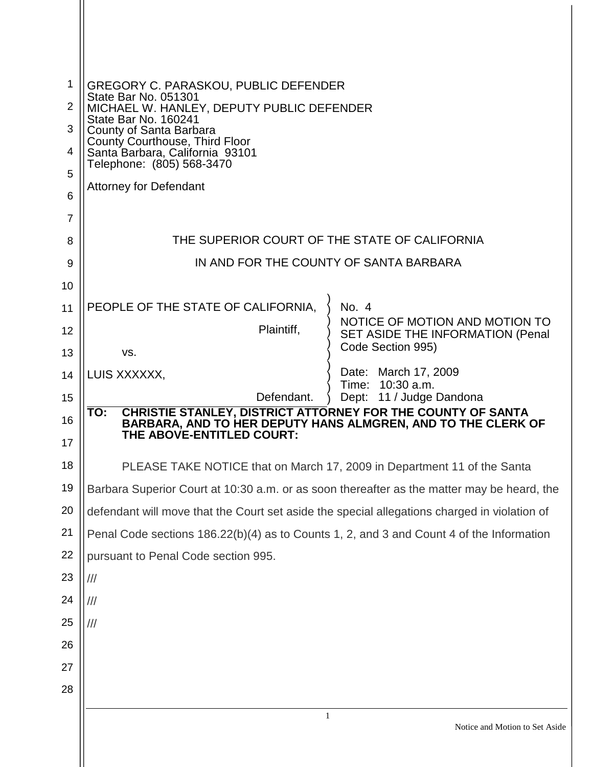GREGORY C. PARASKOU, PUBLIC DEFENDER
State Bar No. 051301
MICHAEL W. HANLEY, DEPUTY PUBLIC DEFENDER
State Bar No. 160241
County of Santa Barbara
County Courthouse, Third Floor
Santa Barbara, California 93101
Telephone: (805) 568-3470

Attorney for Defendant

THE SUPERIOR COURT OF THE STATE OF CALIFORNIA

IN AND FOR THE COUNTY OF SANTA BARBARA

| | |
|---|---|
| PEOPLE OF THE STATE OF CALIFORNIA, Plaintiff, | No. 4 |
| | NOTICE OF MOTION AND MOTION TO SET ASIDE THE INFORMATION (Penal Code Section 995) |
| vs. | |
| LUIS XXXXXX, Defendant. | Date: March 17, 2009 Time: 10:30 a.m. Dept: 11 / Judge Dandona |

**TO: CHRISTIE STANLEY, DISTRICT ATTORNEY FOR THE COUNTY OF SANTA BARBARA, AND TO HER DEPUTY HANS ALMGREN, AND TO THE CLERK OF THE ABOVE-ENTITLED COURT:**

PLEASE TAKE NOTICE that on March 17, 2009 in Department 11 of the Santa Barbara Superior Court at 10:30 a.m. or as soon thereafter as the matter may be heard, the defendant will move that the Court set aside the special allegations charged in violation of Penal Code sections 186.22(b)(4) as to Counts 1, 2, and 3 and Count 4 of the Information pursuant to Penal Code section 995.

///

///

///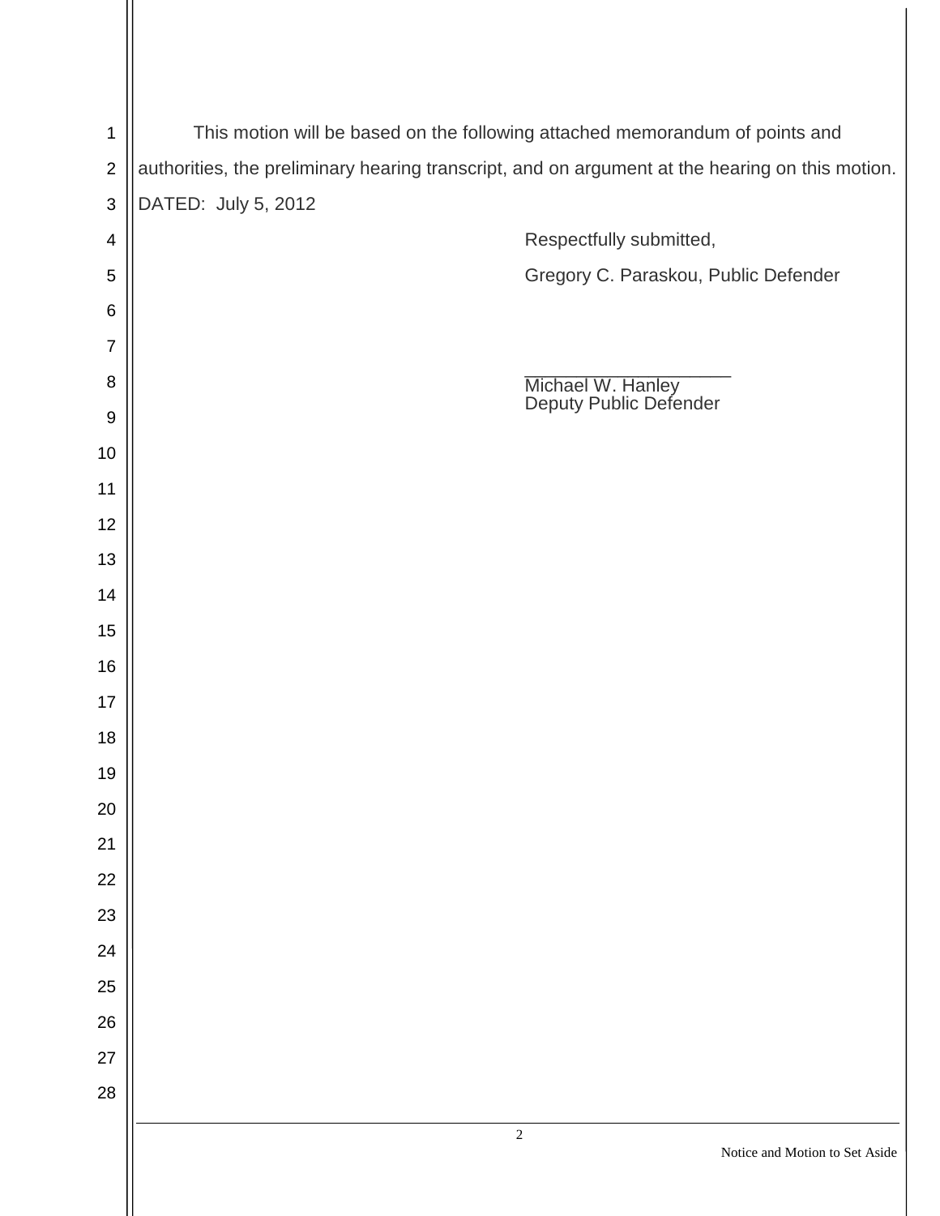This motion will be based on the following attached memorandum of points and authorities, the preliminary hearing transcript, and on argument at the hearing on this motion.

DATED: July 5, 2012

Respectfully submitted,

Gregory C. Paraskou, Public Defender

\_\_\_\_\_\_\_\_\_\_\_\_\_\_\_\_\_\_\_\_

Michael W. Hanley
Deputy Public Defender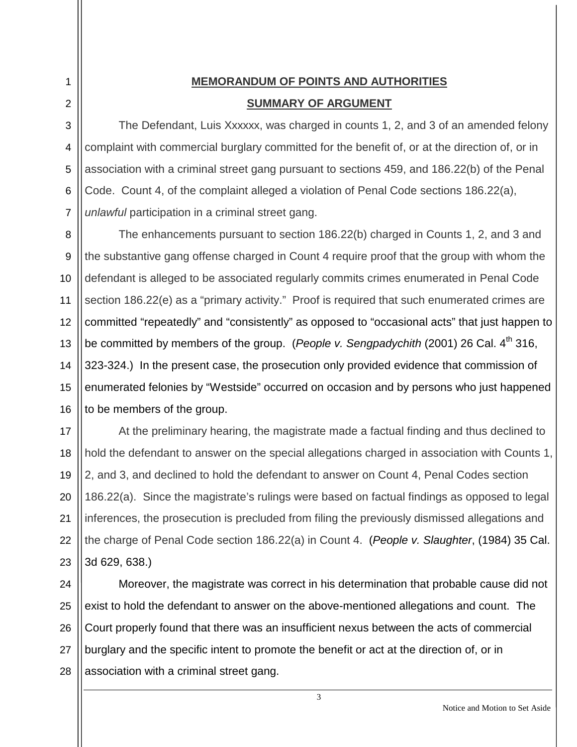## MEMORANDUM OF POINTS AND AUTHORITIES

### SUMMARY OF ARGUMENT

The Defendant, Luis Xxxxxx, was charged in counts 1, 2, and 3 of an amended felony complaint with commercial burglary committed for the benefit of, or at the direction of, or in association with a criminal street gang pursuant to sections 459, and 186.22(b) of the Penal Code. Count 4, of the complaint alleged a violation of Penal Code sections 186.22(a), *unlawful* participation in a criminal street gang.

The enhancements pursuant to section 186.22(b) charged in Counts 1, 2, and 3 and the substantive gang offense charged in Count 4 require proof that the group with whom the defendant is alleged to be associated regularly commits crimes enumerated in Penal Code section 186.22(e) as a "primary activity." Proof is required that such enumerated crimes are committed "repeatedly" and "consistently" as opposed to "occasional acts" that just happen to be committed by members of the group. (*People v. Sengpadychith* (2001) 26 Cal. 4th 316, 323-324.) In the present case, the prosecution only provided evidence that commission of enumerated felonies by "Westside" occurred on occasion and by persons who just happened to be members of the group.

At the preliminary hearing, the magistrate made a factual finding and thus declined to hold the defendant to answer on the special allegations charged in association with Counts 1, 2, and 3, and declined to hold the defendant to answer on Count 4, Penal Codes section 186.22(a). Since the magistrate's rulings were based on factual findings as opposed to legal inferences, the prosecution is precluded from filing the previously dismissed allegations and the charge of Penal Code section 186.22(a) in Count 4. (*People v. Slaughter*, (1984) 35 Cal. 3d 629, 638.)

Moreover, the magistrate was correct in his determination that probable cause did not exist to hold the defendant to answer on the above-mentioned allegations and count. The Court properly found that there was an insufficient nexus between the acts of commercial burglary and the specific intent to promote the benefit or act at the direction of, or in association with a criminal street gang.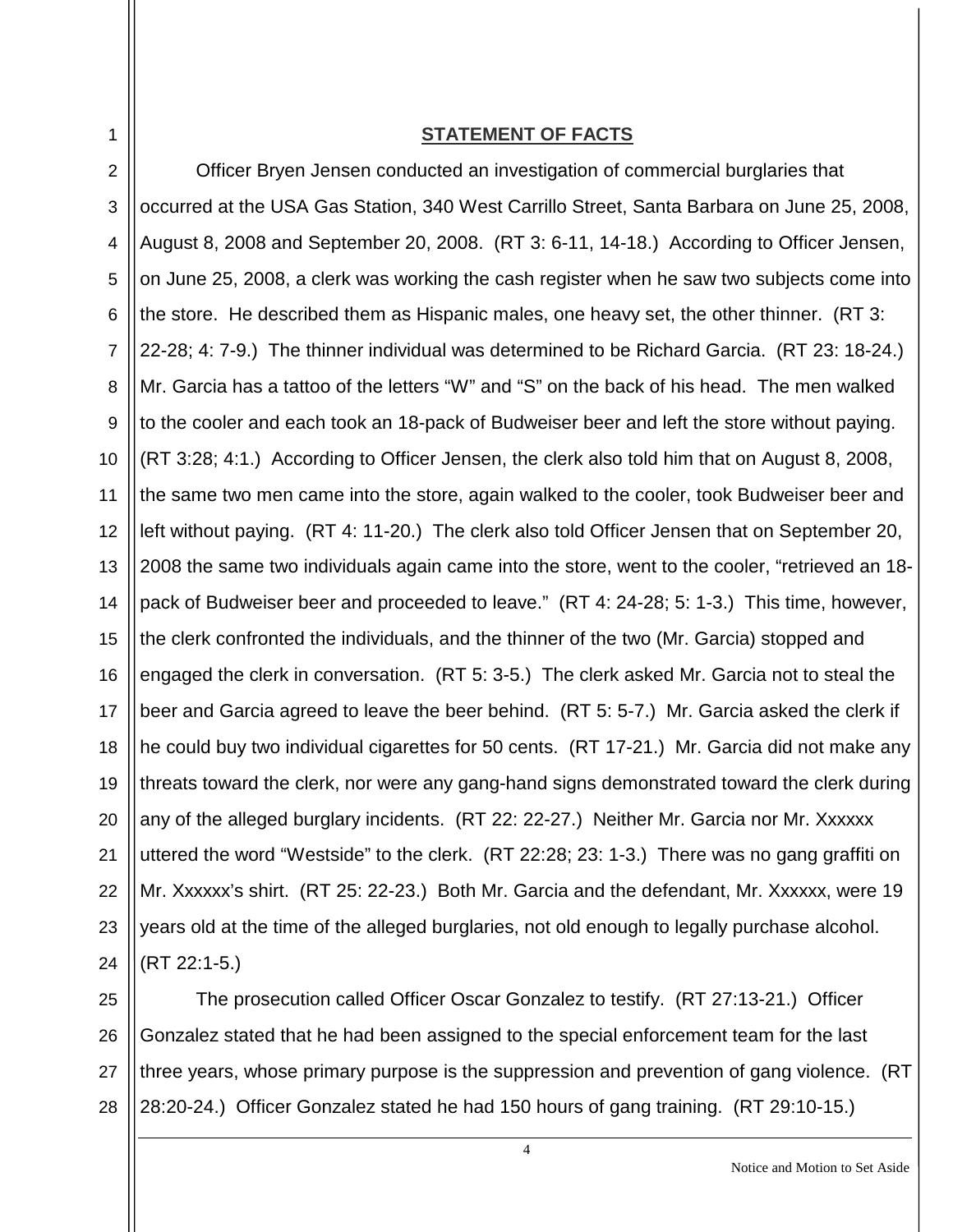## STATEMENT OF FACTS

Officer Bryen Jensen conducted an investigation of commercial burglaries that occurred at the USA Gas Station, 340 West Carrillo Street, Santa Barbara on June 25, 2008, August 8, 2008 and September 20, 2008. (RT 3: 6-11, 14-18.) According to Officer Jensen, on June 25, 2008, a clerk was working the cash register when he saw two subjects come into the store. He described them as Hispanic males, one heavy set, the other thinner. (RT 3: 22-28; 4: 7-9.) The thinner individual was determined to be Richard Garcia. (RT 23: 18-24.) Mr. Garcia has a tattoo of the letters "W" and "S" on the back of his head. The men walked to the cooler and each took an 18-pack of Budweiser beer and left the store without paying. (RT 3:28; 4:1.) According to Officer Jensen, the clerk also told him that on August 8, 2008, the same two men came into the store, again walked to the cooler, took Budweiser beer and left without paying. (RT 4: 11-20.) The clerk also told Officer Jensen that on September 20, 2008 the same two individuals again came into the store, went to the cooler, "retrieved an 18-pack of Budweiser beer and proceeded to leave." (RT 4: 24-28; 5: 1-3.) This time, however, the clerk confronted the individuals, and the thinner of the two (Mr. Garcia) stopped and engaged the clerk in conversation. (RT 5: 3-5.) The clerk asked Mr. Garcia not to steal the beer and Garcia agreed to leave the beer behind. (RT 5: 5-7.) Mr. Garcia asked the clerk if he could buy two individual cigarettes for 50 cents. (RT 17-21.) Mr. Garcia did not make any threats toward the clerk, nor were any gang-hand signs demonstrated toward the clerk during any of the alleged burglary incidents. (RT 22: 22-27.) Neither Mr. Garcia nor Mr. Xxxxxx uttered the word "Westside" to the clerk. (RT 22:28; 23: 1-3.) There was no gang graffiti on Mr. Xxxxxx's shirt. (RT 25: 22-23.) Both Mr. Garcia and the defendant, Mr. Xxxxxx, were 19 years old at the time of the alleged burglaries, not old enough to legally purchase alcohol. (RT 22:1-5.)

The prosecution called Officer Oscar Gonzalez to testify. (RT 27:13-21.) Officer Gonzalez stated that he had been assigned to the special enforcement team for the last three years, whose primary purpose is the suppression and prevention of gang violence. (RT 28:20-24.) Officer Gonzalez stated he had 150 hours of gang training. (RT 29:10-15.)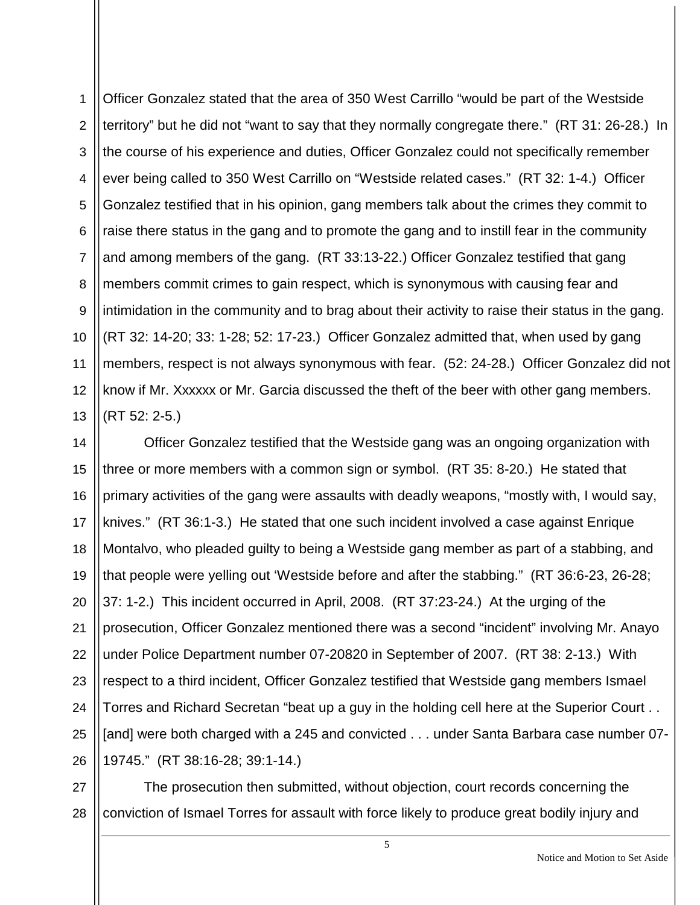Officer Gonzalez stated that the area of 350 West Carrillo "would be part of the Westside territory" but he did not "want to say that they normally congregate there." (RT 31: 26-28.) In the course of his experience and duties, Officer Gonzalez could not specifically remember ever being called to 350 West Carrillo on "Westside related cases." (RT 32: 1-4.) Officer Gonzalez testified that in his opinion, gang members talk about the crimes they commit to raise there status in the gang and to promote the gang and to instill fear in the community and among members of the gang. (RT 33:13-22.) Officer Gonzalez testified that gang members commit crimes to gain respect, which is synonymous with causing fear and intimidation in the community and to brag about their activity to raise their status in the gang. (RT 32: 14-20; 33: 1-28; 52: 17-23.) Officer Gonzalez admitted that, when used by gang members, respect is not always synonymous with fear. (52: 24-28.) Officer Gonzalez did not know if Mr. Xxxxxx or Mr. Garcia discussed the theft of the beer with other gang members. (RT 52: 2-5.)

Officer Gonzalez testified that the Westside gang was an ongoing organization with three or more members with a common sign or symbol. (RT 35: 8-20.) He stated that primary activities of the gang were assaults with deadly weapons, "mostly with, I would say, knives." (RT 36:1-3.) He stated that one such incident involved a case against Enrique Montalvo, who pleaded guilty to being a Westside gang member as part of a stabbing, and that people were yelling out 'Westside before and after the stabbing." (RT 36:6-23, 26-28; 37: 1-2.) This incident occurred in April, 2008. (RT 37:23-24.) At the urging of the prosecution, Officer Gonzalez mentioned there was a second "incident" involving Mr. Anayo under Police Department number 07-20820 in September of 2007. (RT 38: 2-13.) With respect to a third incident, Officer Gonzalez testified that Westside gang members Ismael Torres and Richard Secretan "beat up a guy in the holding cell here at the Superior Court . . [and] were both charged with a 245 and convicted . . . under Santa Barbara case number 07-19745." (RT 38:16-28; 39:1-14.)

The prosecution then submitted, without objection, court records concerning the conviction of Ismael Torres for assault with force likely to produce great bodily injury and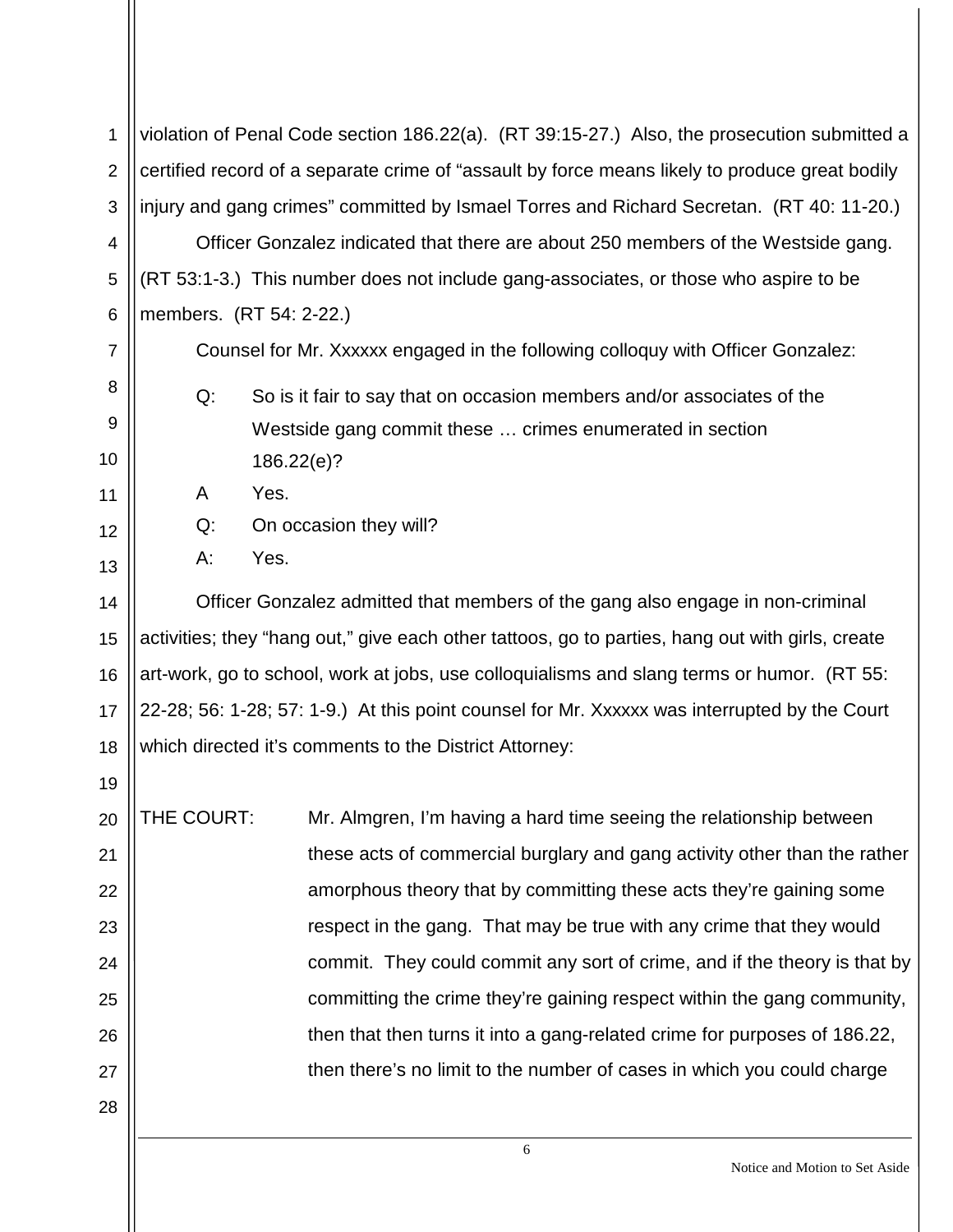violation of Penal Code section 186.22(a). (RT 39:15-27.) Also, the prosecution submitted a certified record of a separate crime of "assault by force means likely to produce great bodily injury and gang crimes" committed by Ismael Torres and Richard Secretan. (RT 40: 11-20.)

Officer Gonzalez indicated that there are about 250 members of the Westside gang. (RT 53:1-3.) This number does not include gang-associates, or those who aspire to be members. (RT 54: 2-22.)

Counsel for Mr. Xxxxxx engaged in the following colloquy with Officer Gonzalez:

> Q: So is it fair to say that on occasion members and/or associates of the Westside gang commit these … crimes enumerated in section 186.22(e)?
>
> A Yes.
>
> Q: On occasion they will?
>
> A: Yes.

Officer Gonzalez admitted that members of the gang also engage in non-criminal activities; they "hang out," give each other tattoos, go to parties, hang out with girls, create art-work, go to school, work at jobs, use colloquialisms and slang terms or humor. (RT 55: 22-28; 56: 1-28; 57: 1-9.) At this point counsel for Mr. Xxxxxx was interrupted by the Court which directed it's comments to the District Attorney:

THE COURT: Mr. Almgren, I'm having a hard time seeing the relationship between these acts of commercial burglary and gang activity other than the rather amorphous theory that by committing these acts they're gaining some respect in the gang. That may be true with any crime that they would commit. They could commit any sort of crime, and if the theory is that by committing the crime they're gaining respect within the gang community, then that then turns it into a gang-related crime for purposes of 186.22, then there's no limit to the number of cases in which you could charge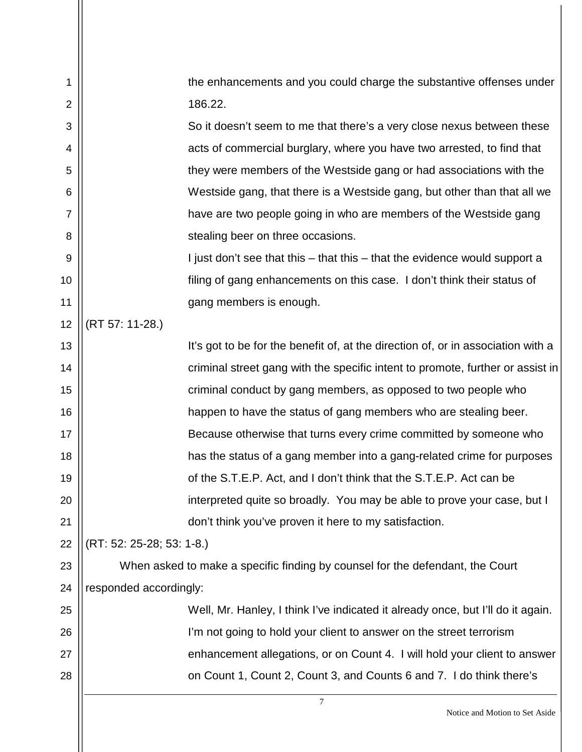> the enhancements and you could charge the substantive offenses under 186.22.
>
> So it doesn't seem to me that there's a very close nexus between these acts of commercial burglary, where you have two arrested, to find that they were members of the Westside gang or had associations with the Westside gang, that there is a Westside gang, but other than that all we have are two people going in who are members of the Westside gang stealing beer on three occasions.
>
> I just don't see that this – that this – that the evidence would support a filing of gang enhancements on this case. I don't think their status of gang members is enough.

(RT 57: 11-28.)

> It's got to be for the benefit of, at the direction of, or in association with a criminal street gang with the specific intent to promote, further or assist in criminal conduct by gang members, as opposed to two people who happen to have the status of gang members who are stealing beer. Because otherwise that turns every crime committed by someone who has the status of a gang member into a gang-related crime for purposes of the S.T.E.P. Act, and I don't think that the S.T.E.P. Act can be interpreted quite so broadly. You may be able to prove your case, but I don't think you've proven it here to my satisfaction.

(RT: 52: 25-28; 53: 1-8.)

When asked to make a specific finding by counsel for the defendant, the Court responded accordingly:

> Well, Mr. Hanley, I think I've indicated it already once, but I'll do it again. I'm not going to hold your client to answer on the street terrorism enhancement allegations, or on Count 4. I will hold your client to answer on Count 1, Count 2, Count 3, and Counts 6 and 7. I do think there's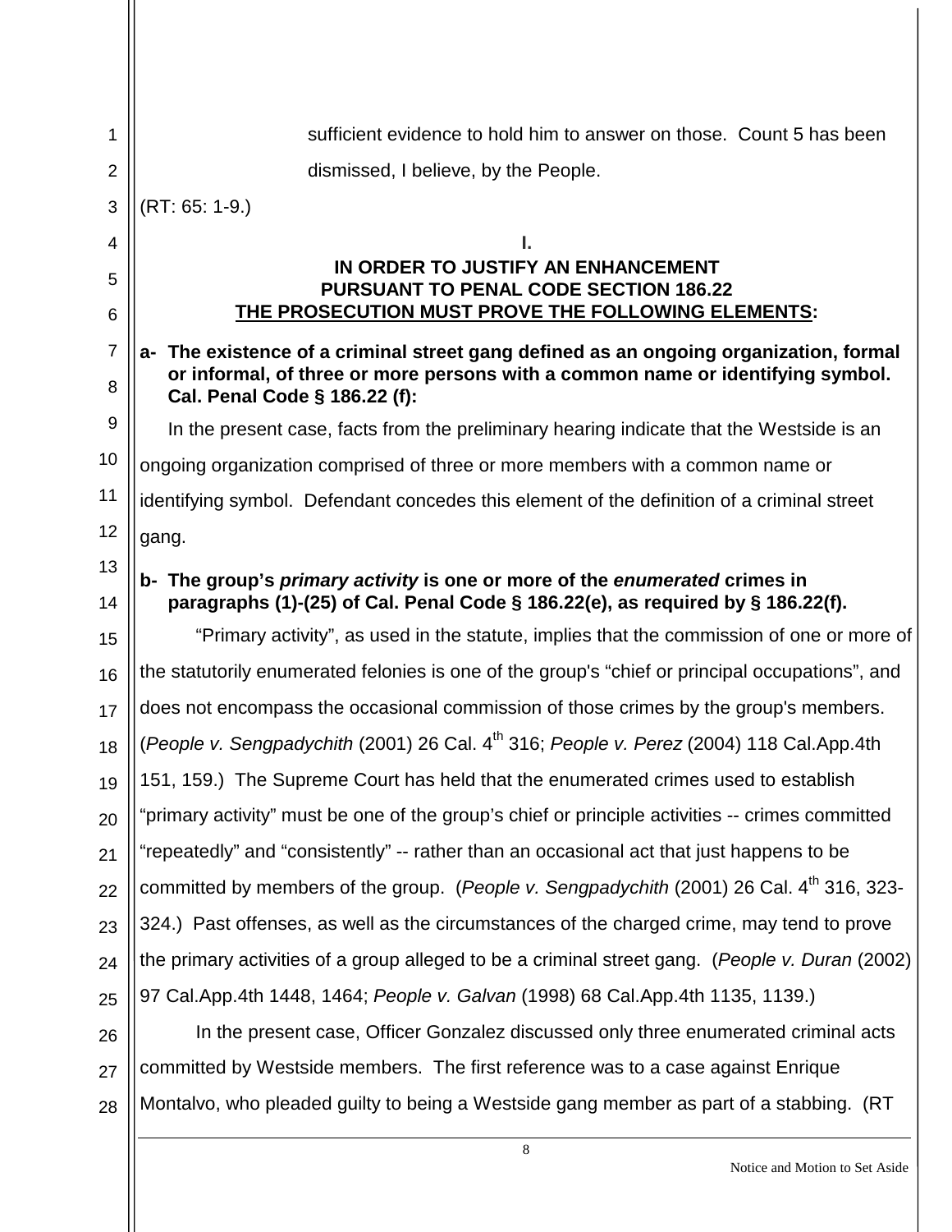sufficient evidence to hold him to answer on those. Count 5 has been dismissed, I believe, by the People.

(RT: 65: 1-9.)

## I.

## IN ORDER TO JUSTIFY AN ENHANCEMENT PURSUANT TO PENAL CODE SECTION 186.22 THE PROSECUTION MUST PROVE THE FOLLOWING ELEMENTS:

**a- The existence of a criminal street gang defined as an ongoing organization, formal or informal, of three or more persons with a common name or identifying symbol. Cal. Penal Code § 186.22 (f):**

In the present case, facts from the preliminary hearing indicate that the Westside is an ongoing organization comprised of three or more members with a common name or identifying symbol. Defendant concedes this element of the definition of a criminal street gang.

**b- The group's *primary activity* is one or more of the *enumerated* crimes in paragraphs (1)-(25) of Cal. Penal Code § 186.22(e), as required by § 186.22(f).**

"Primary activity", as used in the statute, implies that the commission of one or more of the statutorily enumerated felonies is one of the group's "chief or principal occupations", and does not encompass the occasional commission of those crimes by the group's members. (*People v. Sengpadychith* (2001) 26 Cal. 4th 316; *People v. Perez* (2004) 118 Cal.App.4th 151, 159.) The Supreme Court has held that the enumerated crimes used to establish "primary activity" must be one of the group's chief or principle activities -- crimes committed "repeatedly" and "consistently" -- rather than an occasional act that just happens to be committed by members of the group. (*People v. Sengpadychith* (2001) 26 Cal. 4th 316, 323-324.) Past offenses, as well as the circumstances of the charged crime, may tend to prove the primary activities of a group alleged to be a criminal street gang. (*People v. Duran* (2002) 97 Cal.App.4th 1448, 1464; *People v. Galvan* (1998) 68 Cal.App.4th 1135, 1139.)

In the present case, Officer Gonzalez discussed only three enumerated criminal acts committed by Westside members. The first reference was to a case against Enrique Montalvo, who pleaded guilty to being a Westside gang member as part of a stabbing. (RT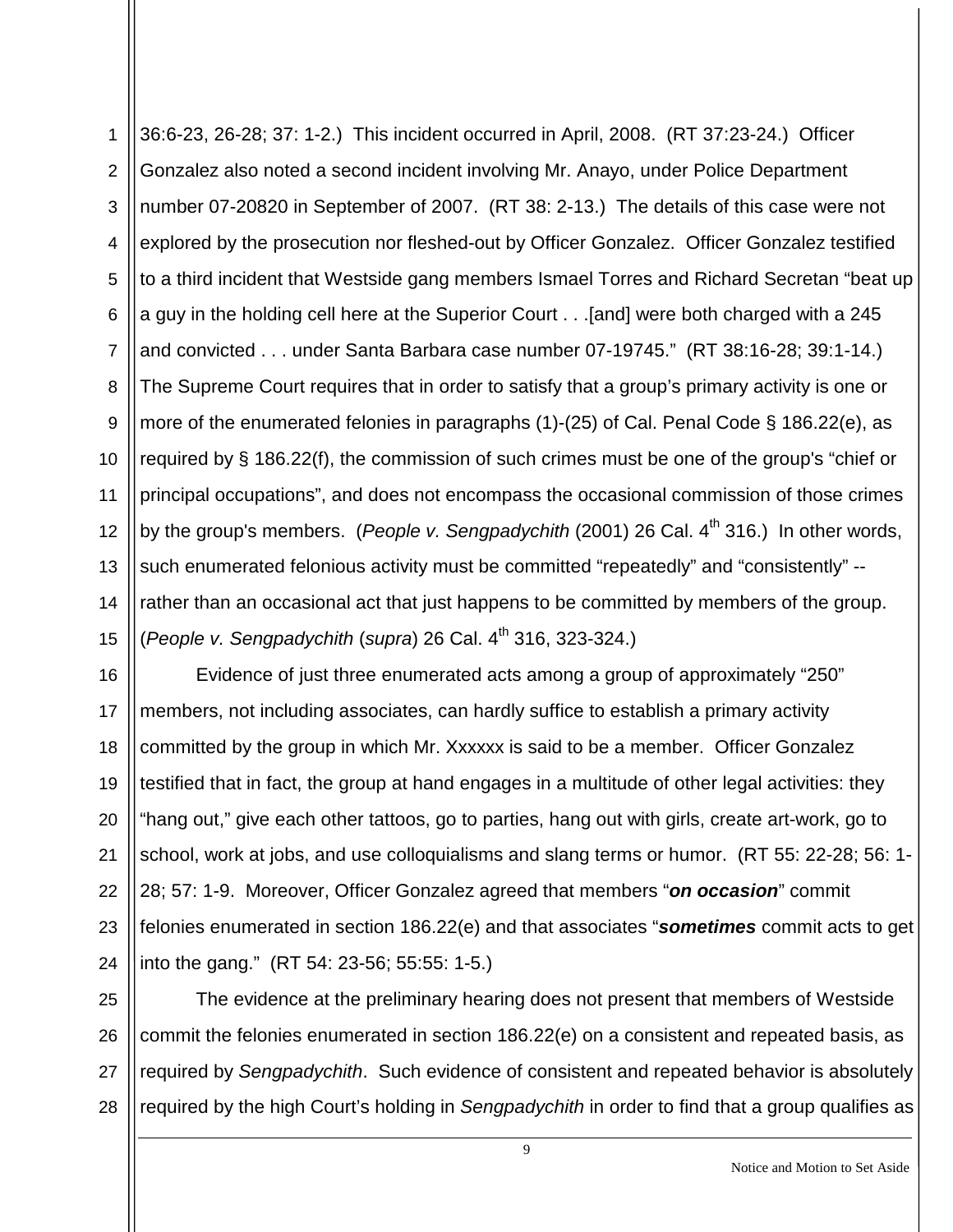36:6-23, 26-28; 37: 1-2.) This incident occurred in April, 2008. (RT 37:23-24.) Officer Gonzalez also noted a second incident involving Mr. Anayo, under Police Department number 07-20820 in September of 2007. (RT 38: 2-13.) The details of this case were not explored by the prosecution nor fleshed-out by Officer Gonzalez. Officer Gonzalez testified to a third incident that Westside gang members Ismael Torres and Richard Secretan "beat up a guy in the holding cell here at the Superior Court . . .[and] were both charged with a 245 and convicted . . . under Santa Barbara case number 07-19745." (RT 38:16-28; 39:1-14.) The Supreme Court requires that in order to satisfy that a group's primary activity is one or more of the enumerated felonies in paragraphs (1)-(25) of Cal. Penal Code § 186.22(e), as required by § 186.22(f), the commission of such crimes must be one of the group's "chief or principal occupations", and does not encompass the occasional commission of those crimes by the group's members. (*People v. Sengpadychith* (2001) 26 Cal. 4th 316.) In other words, such enumerated felonious activity must be committed "repeatedly" and "consistently" -- rather than an occasional act that just happens to be committed by members of the group. (*People v. Sengpadychith* (*supra*) 26 Cal. 4th 316, 323-324.)

Evidence of just three enumerated acts among a group of approximately "250" members, not including associates, can hardly suffice to establish a primary activity committed by the group in which Mr. Xxxxxx is said to be a member. Officer Gonzalez testified that in fact, the group at hand engages in a multitude of other legal activities: they "hang out," give each other tattoos, go to parties, hang out with girls, create art-work, go to school, work at jobs, and use colloquialisms and slang terms or humor. (RT 55: 22-28; 56: 1-28; 57: 1-9. Moreover, Officer Gonzalez agreed that members "***on occasion***" commit felonies enumerated in section 186.22(e) and that associates "***sometimes*** commit acts to get into the gang." (RT 54: 23-56; 55:55: 1-5.)

The evidence at the preliminary hearing does not present that members of Westside commit the felonies enumerated in section 186.22(e) on a consistent and repeated basis, as required by *Sengpadychith*. Such evidence of consistent and repeated behavior is absolutely required by the high Court's holding in *Sengpadychith* in order to find that a group qualifies as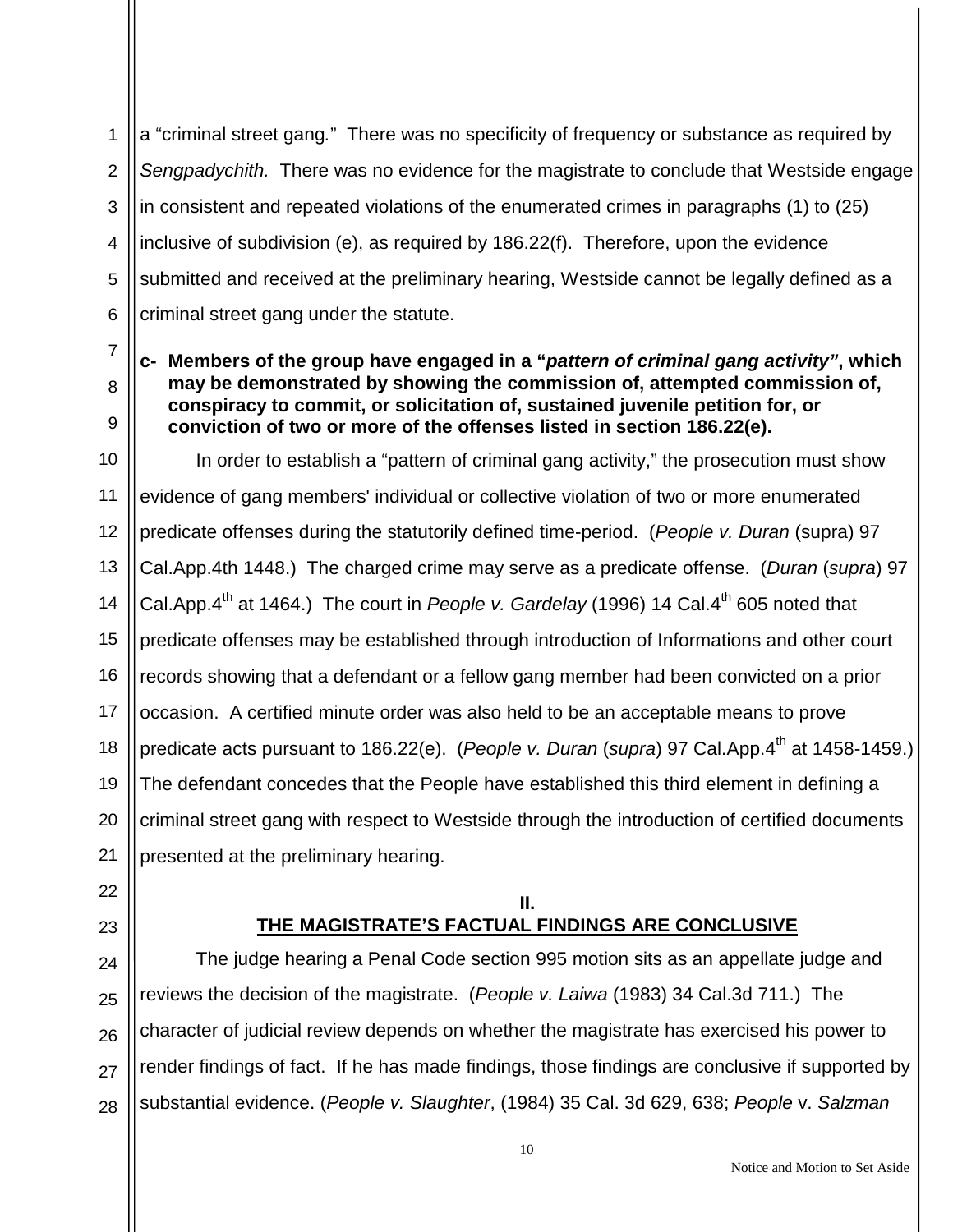a "criminal street gang." There was no specificity of frequency or substance as required by *Sengpadychith.* There was no evidence for the magistrate to conclude that Westside engage in consistent and repeated violations of the enumerated crimes in paragraphs (1) to (25) inclusive of subdivision (e), as required by 186.22(f). Therefore, upon the evidence submitted and received at the preliminary hearing, Westside cannot be legally defined as a criminal street gang under the statute.

**c- Members of the group have engaged in a "*pattern of criminal gang activity"*, which may be demonstrated by showing the commission of, attempted commission of, conspiracy to commit, or solicitation of, sustained juvenile petition for, or conviction of two or more of the offenses listed in section 186.22(e).**

In order to establish a "pattern of criminal gang activity," the prosecution must show evidence of gang members' individual or collective violation of two or more enumerated predicate offenses during the statutorily defined time-period. (*People v. Duran* (supra) 97 Cal.App.4th 1448.) The charged crime may serve as a predicate offense. (*Duran* (*supra*) 97 Cal.App.4th at 1464.) The court in *People v. Gardelay* (1996) 14 Cal.4th 605 noted that predicate offenses may be established through introduction of Informations and other court records showing that a defendant or a fellow gang member had been convicted on a prior occasion. A certified minute order was also held to be an acceptable means to prove predicate acts pursuant to 186.22(e). (*People v. Duran* (*supra*) 97 Cal.App.4th at 1458-1459.) The defendant concedes that the People have established this third element in defining a criminal street gang with respect to Westside through the introduction of certified documents presented at the preliminary hearing.

## II.
## THE MAGISTRATE'S FACTUAL FINDINGS ARE CONCLUSIVE

The judge hearing a Penal Code section 995 motion sits as an appellate judge and reviews the decision of the magistrate. (*People v. Laiwa* (1983) 34 Cal.3d 711.) The character of judicial review depends on whether the magistrate has exercised his power to render findings of fact. If he has made findings, those findings are conclusive if supported by substantial evidence. (*People v. Slaughter*, (1984) 35 Cal. 3d 629, 638; *People* v. *Salzman*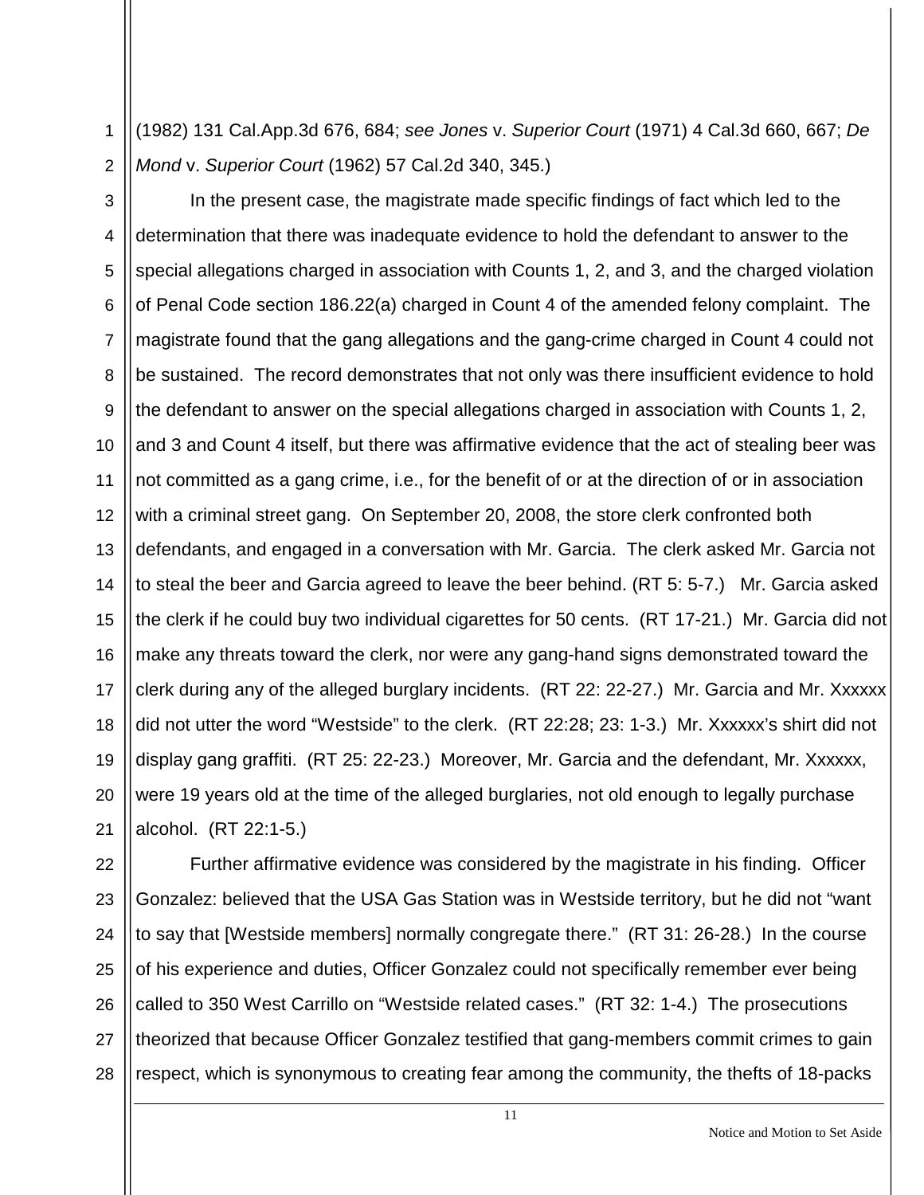(1982) 131 Cal.App.3d 676, 684; *see Jones* v. *Superior Court* (1971) 4 Cal.3d 660, 667; *De Mond* v. *Superior Court* (1962) 57 Cal.2d 340, 345.)

In the present case, the magistrate made specific findings of fact which led to the determination that there was inadequate evidence to hold the defendant to answer to the special allegations charged in association with Counts 1, 2, and 3, and the charged violation of Penal Code section 186.22(a) charged in Count 4 of the amended felony complaint. The magistrate found that the gang allegations and the gang-crime charged in Count 4 could not be sustained. The record demonstrates that not only was there insufficient evidence to hold the defendant to answer on the special allegations charged in association with Counts 1, 2, and 3 and Count 4 itself, but there was affirmative evidence that the act of stealing beer was not committed as a gang crime, i.e., for the benefit of or at the direction of or in association with a criminal street gang. On September 20, 2008, the store clerk confronted both defendants, and engaged in a conversation with Mr. Garcia. The clerk asked Mr. Garcia not to steal the beer and Garcia agreed to leave the beer behind. (RT 5: 5-7.) Mr. Garcia asked the clerk if he could buy two individual cigarettes for 50 cents. (RT 17-21.) Mr. Garcia did not make any threats toward the clerk, nor were any gang-hand signs demonstrated toward the clerk during any of the alleged burglary incidents. (RT 22: 22-27.) Mr. Garcia and Mr. Xxxxxx did not utter the word "Westside" to the clerk. (RT 22:28; 23: 1-3.) Mr. Xxxxxx's shirt did not display gang graffiti. (RT 25: 22-23.) Moreover, Mr. Garcia and the defendant, Mr. Xxxxxx, were 19 years old at the time of the alleged burglaries, not old enough to legally purchase alcohol. (RT 22:1-5.)

Further affirmative evidence was considered by the magistrate in his finding. Officer Gonzalez: believed that the USA Gas Station was in Westside territory, but he did not "want to say that [Westside members] normally congregate there." (RT 31: 26-28.) In the course of his experience and duties, Officer Gonzalez could not specifically remember ever being called to 350 West Carrillo on "Westside related cases." (RT 32: 1-4.) The prosecutions theorized that because Officer Gonzalez testified that gang-members commit crimes to gain respect, which is synonymous to creating fear among the community, the thefts of 18-packs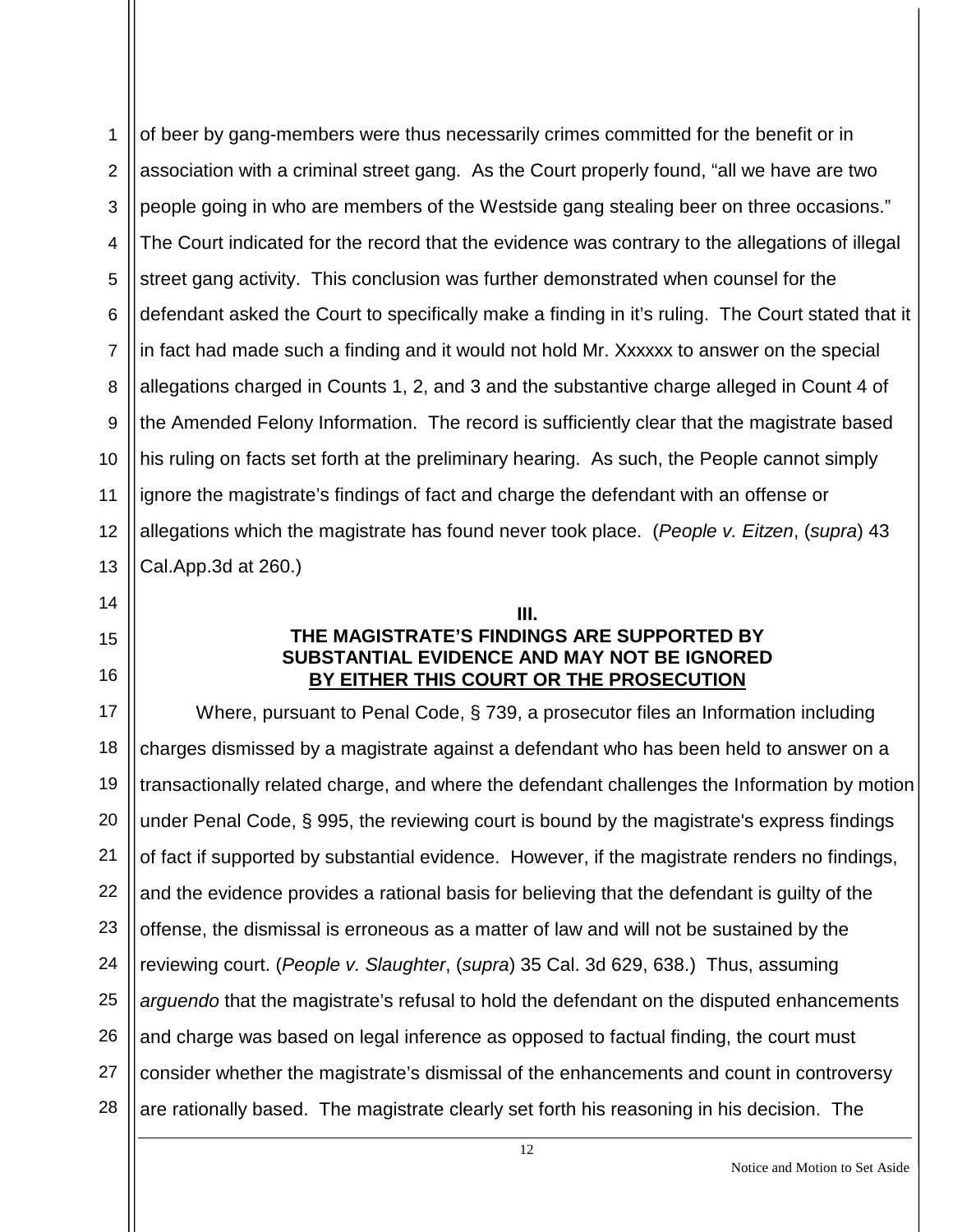of beer by gang-members were thus necessarily crimes committed for the benefit or in association with a criminal street gang. As the Court properly found, "all we have are two people going in who are members of the Westside gang stealing beer on three occasions." The Court indicated for the record that the evidence was contrary to the allegations of illegal street gang activity. This conclusion was further demonstrated when counsel for the defendant asked the Court to specifically make a finding in it's ruling. The Court stated that it in fact had made such a finding and it would not hold Mr. Xxxxxx to answer on the special allegations charged in Counts 1, 2, and 3 and the substantive charge alleged in Count 4 of the Amended Felony Information. The record is sufficiently clear that the magistrate based his ruling on facts set forth at the preliminary hearing. As such, the People cannot simply ignore the magistrate's findings of fact and charge the defendant with an offense or allegations which the magistrate has found never took place. (*People v. Eitzen*, (*supra*) 43 Cal.App.3d at 260.)

## III.
## THE MAGISTRATE'S FINDINGS ARE SUPPORTED BY SUBSTANTIAL EVIDENCE AND MAY NOT BE IGNORED BY EITHER THIS COURT OR THE PROSECUTION

Where, pursuant to Penal Code, § 739, a prosecutor files an Information including charges dismissed by a magistrate against a defendant who has been held to answer on a transactionally related charge, and where the defendant challenges the Information by motion under Penal Code, § 995, the reviewing court is bound by the magistrate's express findings of fact if supported by substantial evidence. However, if the magistrate renders no findings, and the evidence provides a rational basis for believing that the defendant is guilty of the offense, the dismissal is erroneous as a matter of law and will not be sustained by the reviewing court. (*People v. Slaughter*, (*supra*) 35 Cal. 3d 629, 638.) Thus, assuming *arguendo* that the magistrate's refusal to hold the defendant on the disputed enhancements and charge was based on legal inference as opposed to factual finding, the court must consider whether the magistrate's dismissal of the enhancements and count in controversy are rationally based. The magistrate clearly set forth his reasoning in his decision. The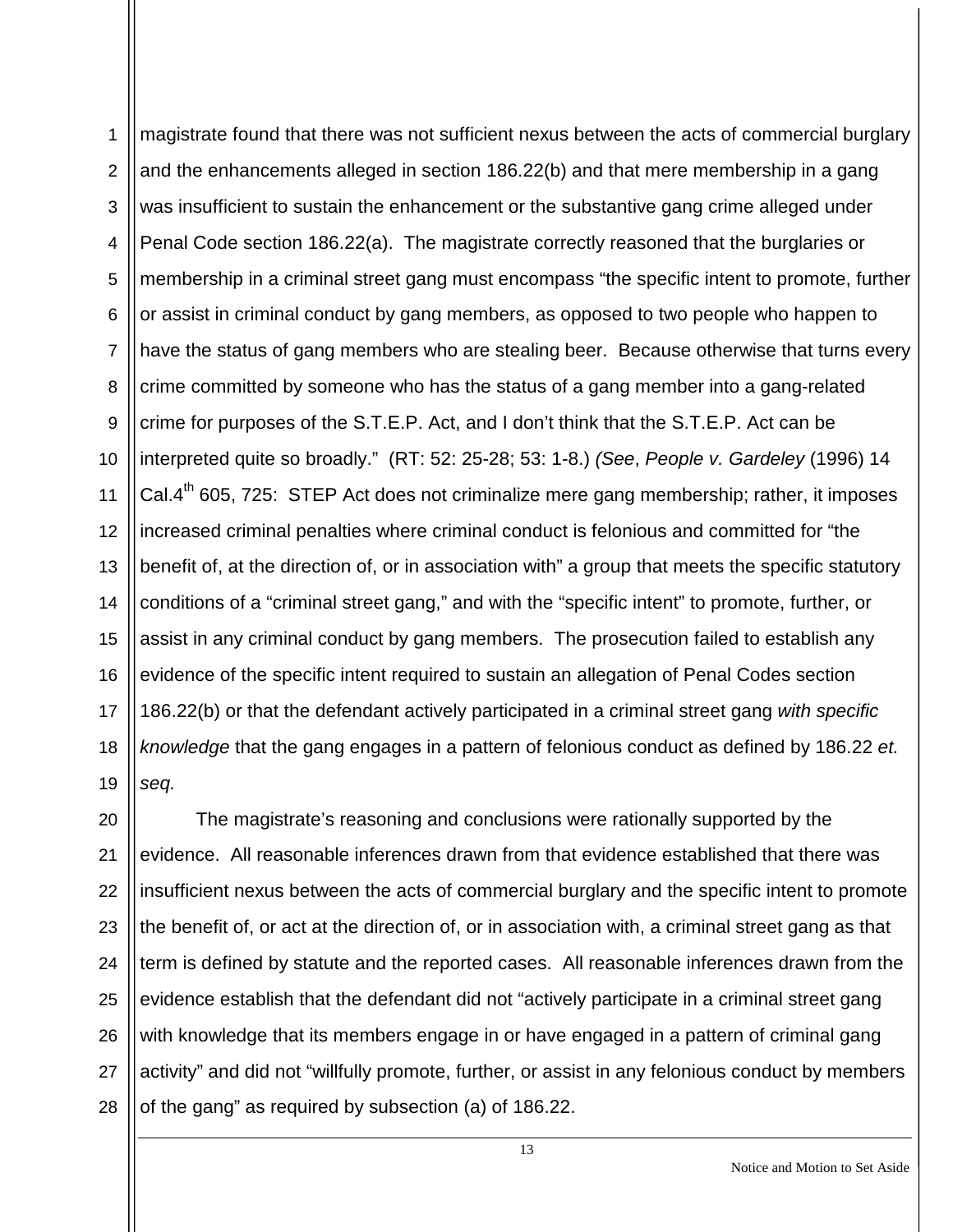magistrate found that there was not sufficient nexus between the acts of commercial burglary and the enhancements alleged in section 186.22(b) and that mere membership in a gang was insufficient to sustain the enhancement or the substantive gang crime alleged under Penal Code section 186.22(a). The magistrate correctly reasoned that the burglaries or membership in a criminal street gang must encompass "the specific intent to promote, further or assist in criminal conduct by gang members, as opposed to two people who happen to have the status of gang members who are stealing beer. Because otherwise that turns every crime committed by someone who has the status of a gang member into a gang-related crime for purposes of the S.T.E.P. Act, and I don't think that the S.T.E.P. Act can be interpreted quite so broadly." (RT: 52: 25-28; 53: 1-8.) *(See*, *People v. Gardeley* (1996) 14 Cal.4th 605, 725: STEP Act does not criminalize mere gang membership; rather, it imposes increased criminal penalties where criminal conduct is felonious and committed for "the benefit of, at the direction of, or in association with" a group that meets the specific statutory conditions of a "criminal street gang," and with the "specific intent" to promote, further, or assist in any criminal conduct by gang members. The prosecution failed to establish any evidence of the specific intent required to sustain an allegation of Penal Codes section 186.22(b) or that the defendant actively participated in a criminal street gang *with specific knowledge* that the gang engages in a pattern of felonious conduct as defined by 186.22 *et. seq.*

The magistrate's reasoning and conclusions were rationally supported by the evidence. All reasonable inferences drawn from that evidence established that there was insufficient nexus between the acts of commercial burglary and the specific intent to promote the benefit of, or act at the direction of, or in association with, a criminal street gang as that term is defined by statute and the reported cases. All reasonable inferences drawn from the evidence establish that the defendant did not "actively participate in a criminal street gang with knowledge that its members engage in or have engaged in a pattern of criminal gang activity" and did not "willfully promote, further, or assist in any felonious conduct by members of the gang" as required by subsection (a) of 186.22.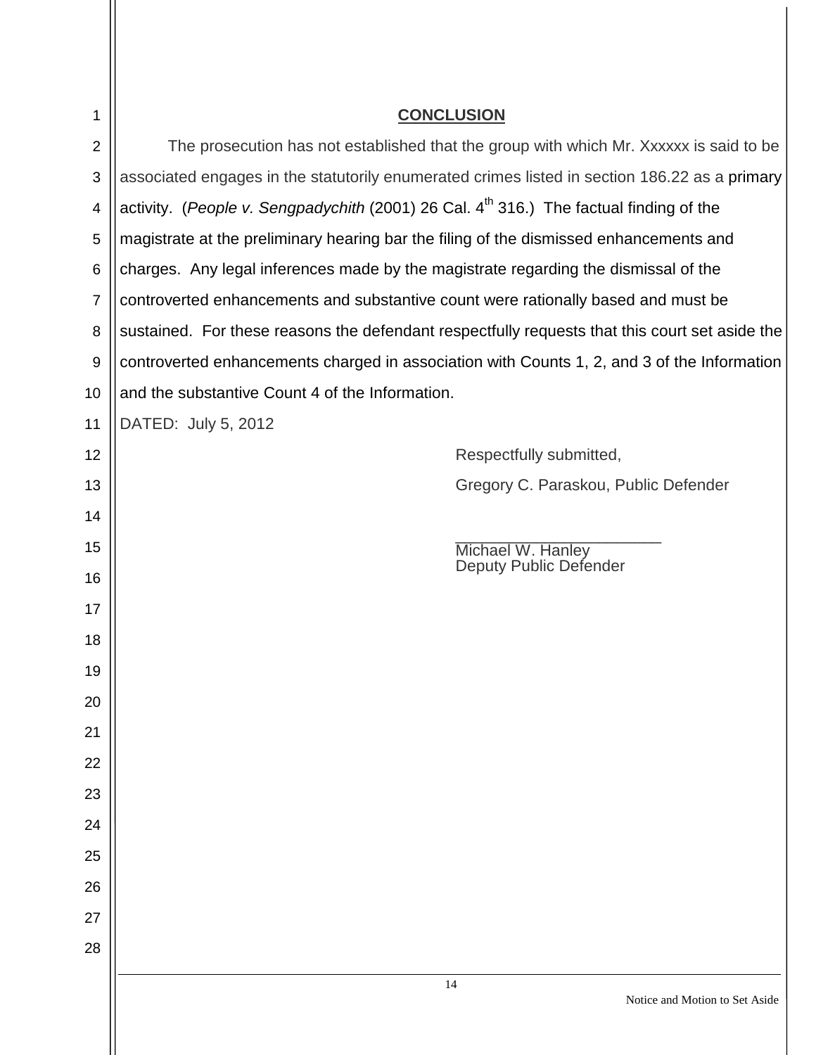## CONCLUSION

The prosecution has not established that the group with which Mr. Xxxxxx is said to be associated engages in the statutorily enumerated crimes listed in section 186.22 as a primary activity. (*People v. Sengpadychith* (2001) 26 Cal. 4th 316.) The factual finding of the magistrate at the preliminary hearing bar the filing of the dismissed enhancements and charges. Any legal inferences made by the magistrate regarding the dismissal of the controverted enhancements and substantive count were rationally based and must be sustained. For these reasons the defendant respectfully requests that this court set aside the controverted enhancements charged in association with Counts 1, 2, and 3 of the Information and the substantive Count 4 of the Information.

DATED: July 5, 2012

Respectfully submitted,

Gregory C. Paraskou, Public Defender

\_\_\_\_\_\_\_\_\_\_\_\_\_\_\_\_\_\_\_\_\_\_\_\_

Michael W. Hanley
Deputy Public Defender